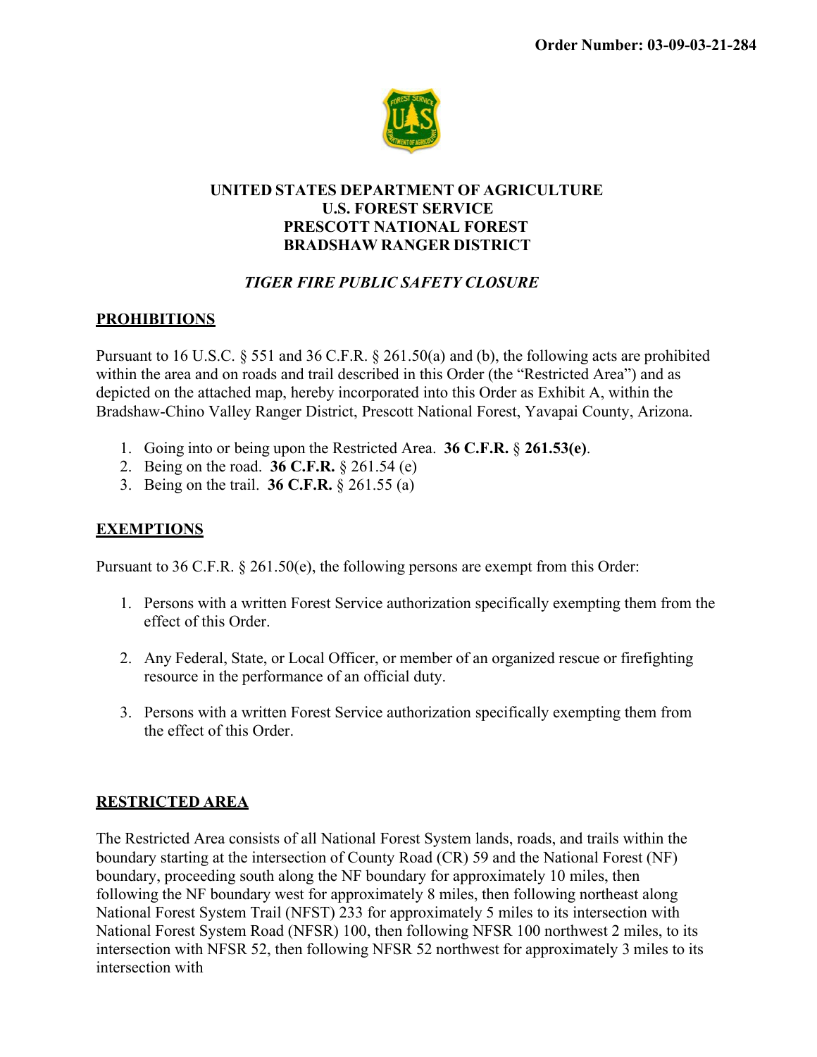**Order Number: 03-09-03-21-284**

**UNITED STATES DEPARTMENT OF AGRICULTURE**
**U.S. FOREST SERVICE**
**PRESCOTT NATIONAL FOREST**
**BRADSHAW RANGER DISTRICT**

***TIGER FIRE PUBLIC SAFETY CLOSURE***

## PROHIBITIONS

Pursuant to 16 U.S.C. § 551 and 36 C.F.R. § 261.50(a) and (b), the following acts are prohibited within the area and on roads and trail described in this Order (the "Restricted Area") and as depicted on the attached map, hereby incorporated into this Order as Exhibit A, within the Bradshaw-Chino Valley Ranger District, Prescott National Forest, Yavapai County, Arizona.

1. Going into or being upon the Restricted Area. **36 C.F.R. § 261.53(e)**.
2. Being on the road. **36 C.F.R.** § 261.54 (e)
3. Being on the trail. **36 C.F.R.** § 261.55 (a)

## EXEMPTIONS

Pursuant to 36 C.F.R. § 261.50(e), the following persons are exempt from this Order:

1. Persons with a written Forest Service authorization specifically exempting them from the effect of this Order.

2. Any Federal, State, or Local Officer, or member of an organized rescue or firefighting resource in the performance of an official duty.

3. Persons with a written Forest Service authorization specifically exempting them from the effect of this Order.

## RESTRICTED AREA

The Restricted Area consists of all National Forest System lands, roads, and trails within the boundary starting at the intersection of County Road (CR) 59 and the National Forest (NF) boundary, proceeding south along the NF boundary for approximately 10 miles, then following the NF boundary west for approximately 8 miles, then following northeast along National Forest System Trail (NFST) 233 for approximately 5 miles to its intersection with National Forest System Road (NFSR) 100, then following NFSR 100 northwest 2 miles, to its intersection with NFSR 52, then following NFSR 52 northwest for approximately 3 miles to its intersection with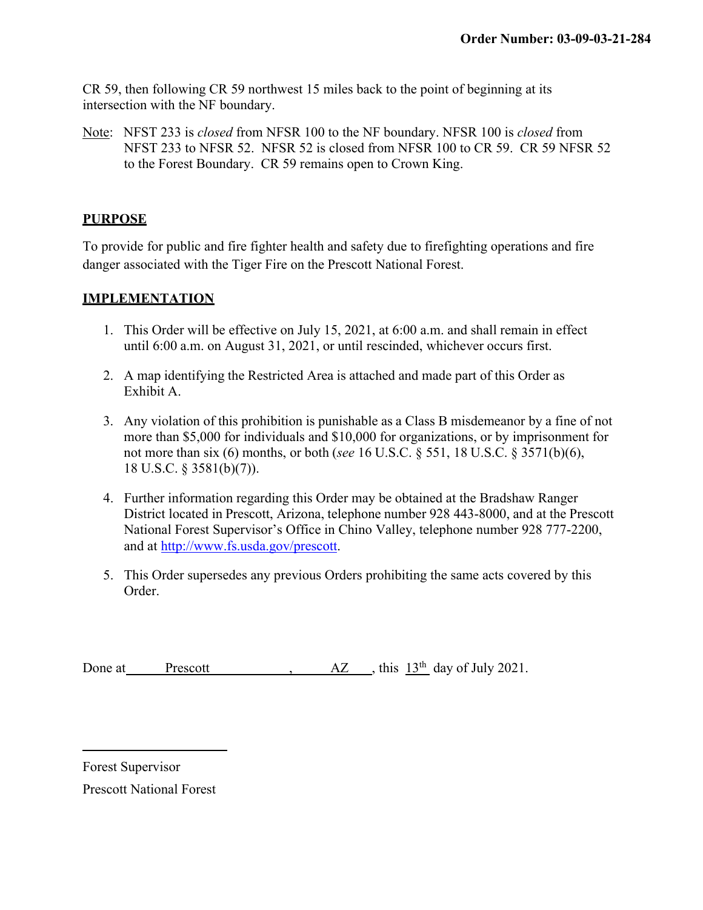CR 59, then following CR 59 northwest 15 miles back to the point of beginning at its intersection with the NF boundary.

Note: NFST 233 is *closed* from NFSR 100 to the NF boundary. NFSR 100 is *closed* from NFST 233 to NFSR 52. NFSR 52 is closed from NFSR 100 to CR 59. CR 59 NFSR 52 to the Forest Boundary. CR 59 remains open to Crown King.

## PURPOSE

To provide for public and fire fighter health and safety due to firefighting operations and fire danger associated with the Tiger Fire on the Prescott National Forest.

## IMPLEMENTATION

1. This Order will be effective on July 15, 2021, at 6:00 a.m. and shall remain in effect until 6:00 a.m. on August 31, 2021, or until rescinded, whichever occurs first.

2. A map identifying the Restricted Area is attached and made part of this Order as Exhibit A.

3. Any violation of this prohibition is punishable as a Class B misdemeanor by a fine of not more than $5,000 for individuals and $10,000 for organizations, or by imprisonment for not more than six (6) months, or both (*see* 16 U.S.C. § 551, 18 U.S.C. § 3571(b)(6), 18 U.S.C. § 3581(b)(7)).

4. Further information regarding this Order may be obtained at the Bradshaw Ranger District located in Prescott, Arizona, telephone number 928 443-8000, and at the Prescott National Forest Supervisor's Office in Chino Valley, telephone number 928 777-2200, and at http://www.fs.usda.gov/prescott.

5. This Order supersedes any previous Orders prohibiting the same acts covered by this Order.

Done at Prescott , AZ , this 13th day of July 2021.

______________________

Forest Supervisor

Prescott National Forest